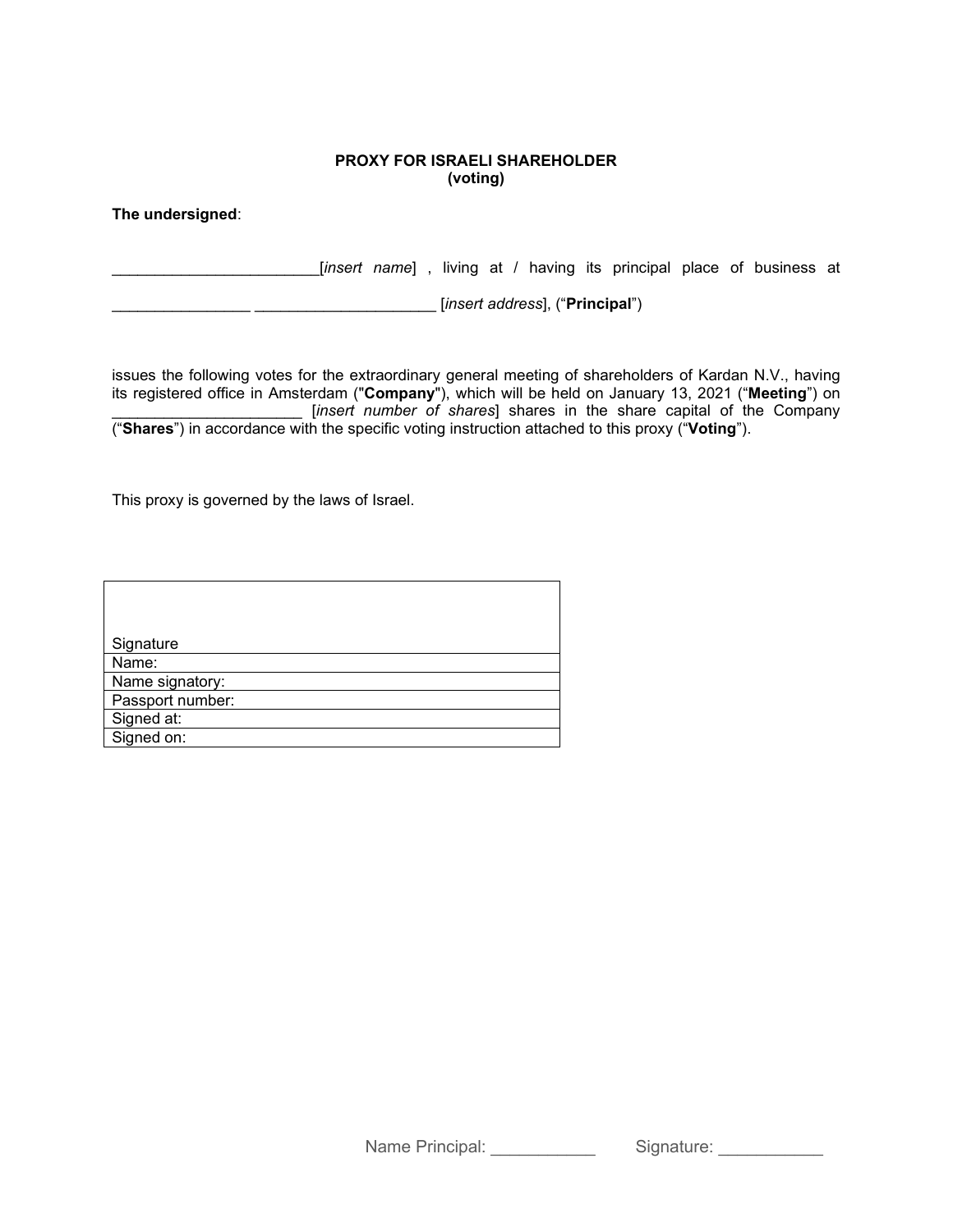**PROXY FOR ISRAELI SHAREHOLDER**
**(voting)**

**The undersigned**:

________________________[*insert name*] , living at / having its principal place of business at

________________ _____________________ [*insert address*], ("**Principal**")

issues the following votes for the extraordinary general meeting of shareholders of Kardan N.V., having its registered office in Amsterdam ("**Company**"), which will be held on January 13, 2021 ("**Meeting**") on ______________________ [*insert number of shares*] shares in the share capital of the Company ("**Shares**") in accordance with the specific voting instruction attached to this proxy ("**Voting**").

This proxy is governed by the laws of Israel.

| Signature |
| --- |
| Name: |
| Name signatory: |
| Passport number: |
| Signed at: |
| Signed on: |

Name Principal: ___________ Signature: ___________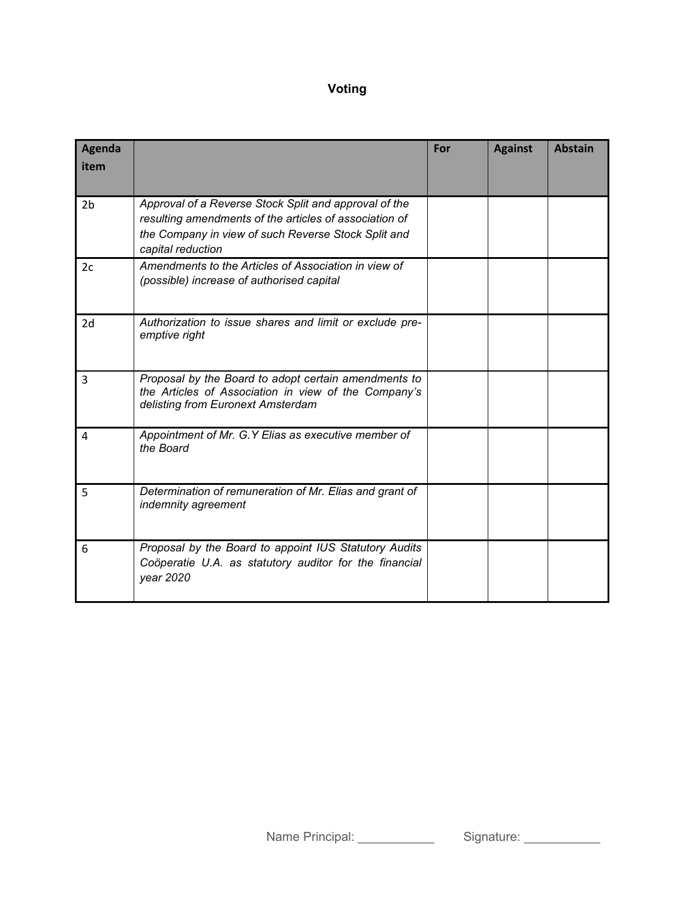# Voting

| Agenda item | | For | Against | Abstain |
|---|---|---|---|---|
| 2b | *Approval of a Reverse Stock Split and approval of the resulting amendments of the articles of association of the Company in view of such Reverse Stock Split and capital reduction* | | | |
| 2c | *Amendments to the Articles of Association in view of (possible) increase of authorised capital* | | | |
| 2d | *Authorization to issue shares and limit or exclude pre-emptive right* | | | |
| 3 | *Proposal by the Board to adopt certain amendments to the Articles of Association in view of the Company's delisting from Euronext Amsterdam* | | | |
| 4 | *Appointment of Mr. G.Y Elias as executive member of the Board* | | | |
| 5 | *Determination of remuneration of Mr. Elias and grant of indemnity agreement* | | | |
| 6 | *Proposal by the Board to appoint IUS Statutory Audits Coöperatie U.A. as statutory auditor for the financial year 2020* | | | |

Name Principal: ___________ Signature: ___________